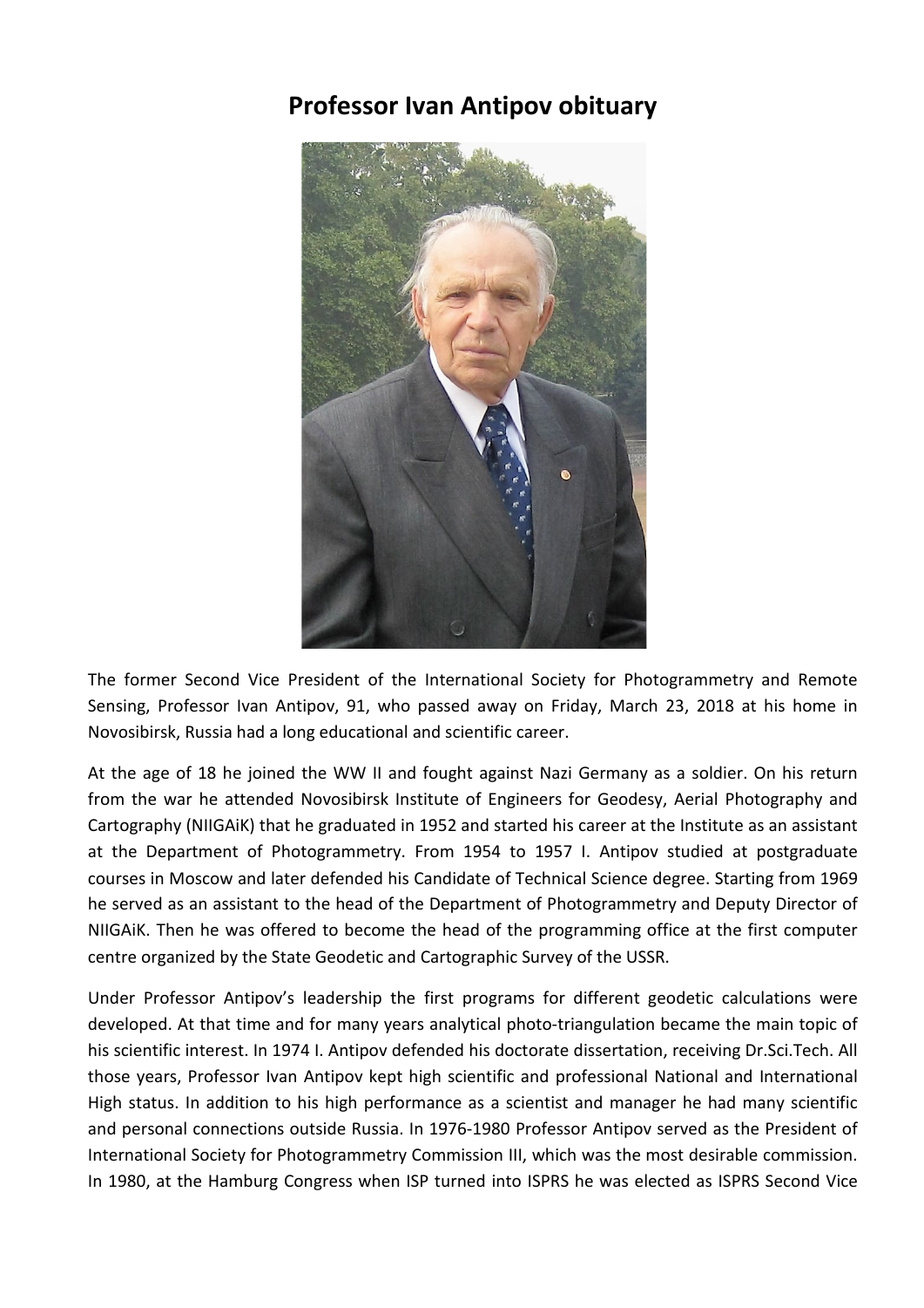# Professor Ivan Antipov obituary

The former Second Vice President of the International Society for Photogrammetry and Remote Sensing, Professor Ivan Antipov, 91, who passed away on Friday, March 23, 2018 at his home in Novosibirsk, Russia had a long educational and scientific career.

At the age of 18 he joined the WW II and fought against Nazi Germany as a soldier. On his return from the war he attended Novosibirsk Institute of Engineers for Geodesy, Aerial Photography and Cartography (NIIGAiK) that he graduated in 1952 and started his career at the Institute as an assistant at the Department of Photogrammetry. From 1954 to 1957 I. Antipov studied at postgraduate courses in Moscow and later defended his Candidate of Technical Science degree. Starting from 1969 he served as an assistant to the head of the Department of Photogrammetry and Deputy Director of NIIGAiK. Then he was offered to become the head of the programming office at the first computer centre organized by the State Geodetic and Cartographic Survey of the USSR.

Under Professor Antipov's leadership the first programs for different geodetic calculations were developed. At that time and for many years analytical photo-triangulation became the main topic of his scientific interest. In 1974 I. Antipov defended his doctorate dissertation, receiving Dr.Sci.Tech. All those years, Professor Ivan Antipov kept high scientific and professional National and International High status. In addition to his high performance as a scientist and manager he had many scientific and personal connections outside Russia. In 1976-1980 Professor Antipov served as the President of International Society for Photogrammetry Commission III, which was the most desirable commission. In 1980, at the Hamburg Congress when ISP turned into ISPRS he was elected as ISPRS Second Vice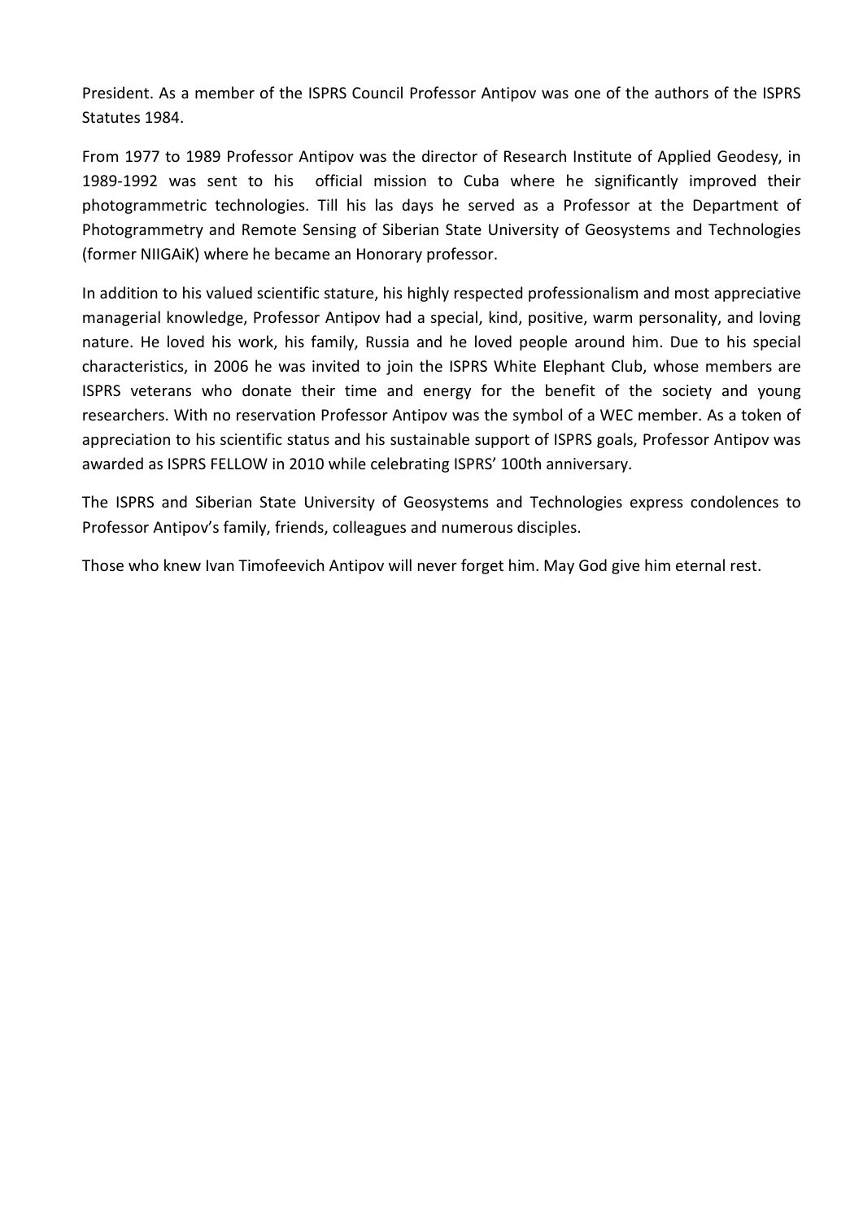President. As a member of the ISPRS Council Professor Antipov was one of the authors of the ISPRS Statutes 1984.

From 1977 to 1989 Professor Antipov was the director of Research Institute of Applied Geodesy, in 1989-1992 was sent to his official mission to Cuba where he significantly improved their photogrammetric technologies. Till his las days he served as a Professor at the Department of Photogrammetry and Remote Sensing of Siberian State University of Geosystems and Technologies (former NIIGAiK) where he became an Honorary professor.

In addition to his valued scientific stature, his highly respected professionalism and most appreciative managerial knowledge, Professor Antipov had a special, kind, positive, warm personality, and loving nature. He loved his work, his family, Russia and he loved people around him. Due to his special characteristics, in 2006 he was invited to join the ISPRS White Elephant Club, whose members are ISPRS veterans who donate their time and energy for the benefit of the society and young researchers. With no reservation Professor Antipov was the symbol of a WEC member. As a token of appreciation to his scientific status and his sustainable support of ISPRS goals, Professor Antipov was awarded as ISPRS FELLOW in 2010 while celebrating ISPRS' 100th anniversary.

The ISPRS and Siberian State University of Geosystems and Technologies express condolences to Professor Antipov's family, friends, colleagues and numerous disciples.

Those who knew Ivan Timofeevich Antipov will never forget him. May God give him eternal rest.